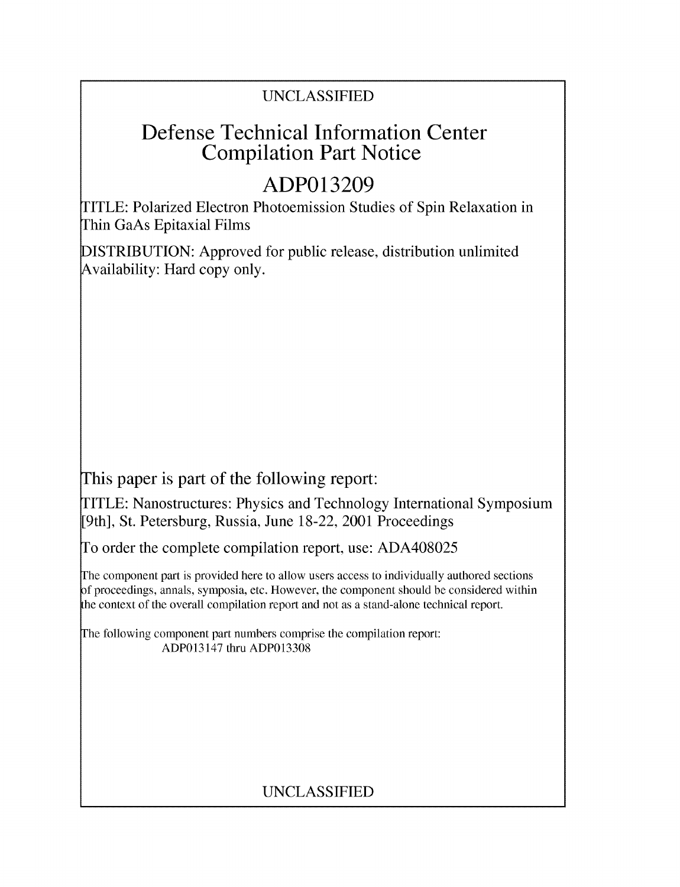UNCLASSIFIED

# Defense Technical Information Center Compilation Part Notice

# ADP013209

TITLE: Polarized Electron Photoemission Studies of Spin Relaxation in Thin GaAs Epitaxial Films

DISTRIBUTION: Approved for public release, distribution unlimited
Availability: Hard copy only.

This paper is part of the following report:

TITLE: Nanostructures: Physics and Technology International Symposium [9th], St. Petersburg, Russia, June 18-22, 2001 Proceedings

To order the complete compilation report, use: ADA408025

The component part is provided here to allow users access to individually authored sections of proceedings, annals, symposia, etc. However, the component should be considered within the context of the overall compilation report and not as a stand-alone technical report.

The following component part numbers comprise the compilation report:
ADP013147 thru ADP013308

UNCLASSIFIED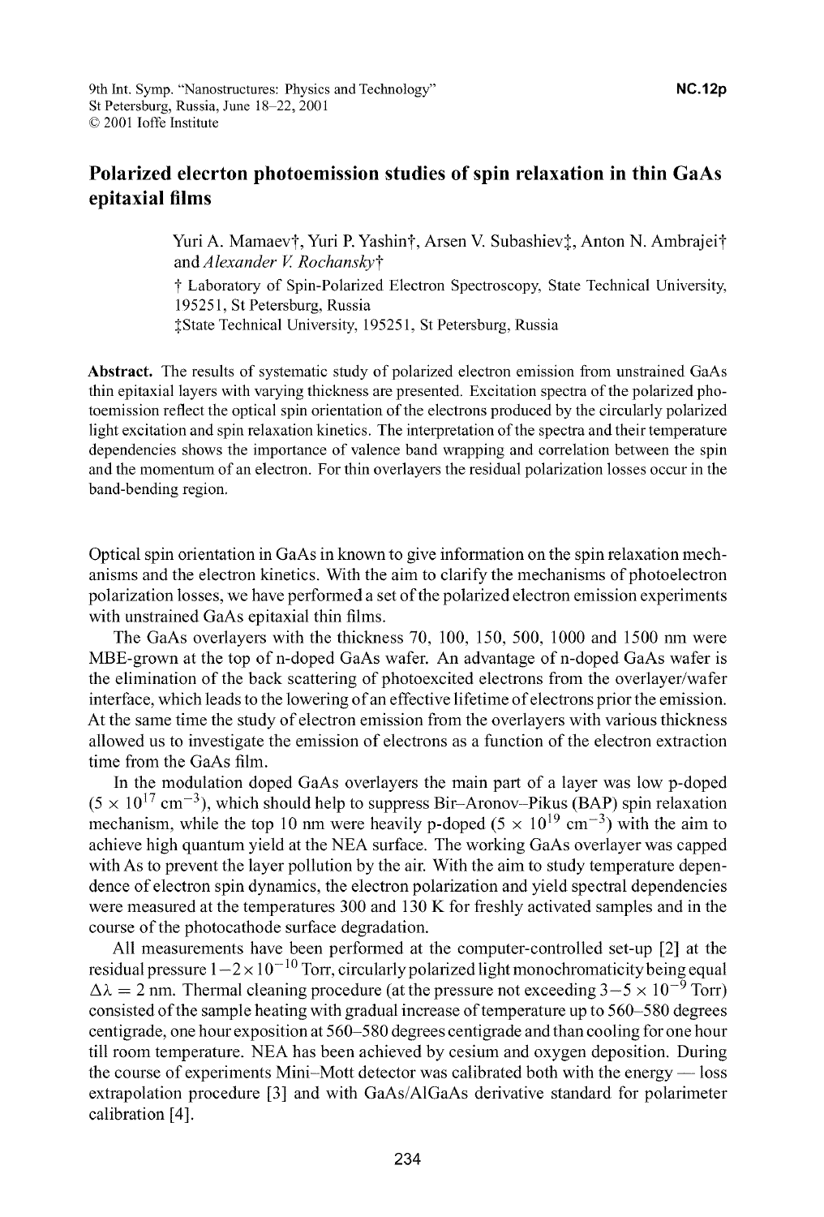# Polarized elecrton photoemission studies of spin relaxation in thin GaAs epitaxial films

Yuri A. Mamaev†, Yuri P. Yashin†, Arsen V. Subashiev‡, Anton N. Ambrajei† and *Alexander V. Rochansky*†

† Laboratory of Spin-Polarized Electron Spectroscopy, State Technical University, 195251, St Petersburg, Russia

‡State Technical University, 195251, St Petersburg, Russia

**Abstract.** The results of systematic study of polarized electron emission from unstrained GaAs thin epitaxial layers with varying thickness are presented. Excitation spectra of the polarized photoemission reflect the optical spin orientation of the electrons produced by the circularly polarized light excitation and spin relaxation kinetics. The interpretation of the spectra and their temperature dependencies shows the importance of valence band wrapping and correlation between the spin and the momentum of an electron. For thin overlayers the residual polarization losses occur in the band-bending region.

Optical spin orientation in GaAs in known to give information on the spin relaxation mechanisms and the electron kinetics. With the aim to clarify the mechanisms of photoelectron polarization losses, we have performed a set of the polarized electron emission experiments with unstrained GaAs epitaxial thin films.

The GaAs overlayers with the thickness 70, 100, 150, 500, 1000 and 1500 nm were MBE-grown at the top of n-doped GaAs wafer. An advantage of n-doped GaAs wafer is the elimination of the back scattering of photoexcited electrons from the overlayer/wafer interface, which leads to the lowering of an effective lifetime of electrons prior the emission. At the same time the study of electron emission from the overlayers with various thickness allowed us to investigate the emission of electrons as a function of the electron extraction time from the GaAs film.

In the modulation doped GaAs overlayers the main part of a layer was low p-doped ($5 \times 10^{17}$ cm$^{-3}$), which should help to suppress Bir–Aronov–Pikus (BAP) spin relaxation mechanism, while the top 10 nm were heavily p-doped ($5 \times 10^{19}$ cm$^{-3}$) with the aim to achieve high quantum yield at the NEA surface. The working GaAs overlayer was capped with As to prevent the layer pollution by the air. With the aim to study temperature dependence of electron spin dynamics, the electron polarization and yield spectral dependencies were measured at the temperatures 300 and 130 K for freshly activated samples and in the course of the photocathode surface degradation.

All measurements have been performed at the computer-controlled set-up [2] at the residual pressure $1-2 \times 10^{-10}$ Torr, circularly polarized light monochromaticity being equal $\Delta\lambda = 2$ nm. Thermal cleaning procedure (at the pressure not exceeding $3-5 \times 10^{-9}$ Torr) consisted of the sample heating with gradual increase of temperature up to 560–580 degrees centigrade, one hour exposition at 560–580 degrees centigrade and than cooling for one hour till room temperature. NEA has been achieved by cesium and oxygen deposition. During the course of experiments Mini–Mott detector was calibrated both with the energy — loss extrapolation procedure [3] and with GaAs/AlGaAs derivative standard for polarimeter calibration [4].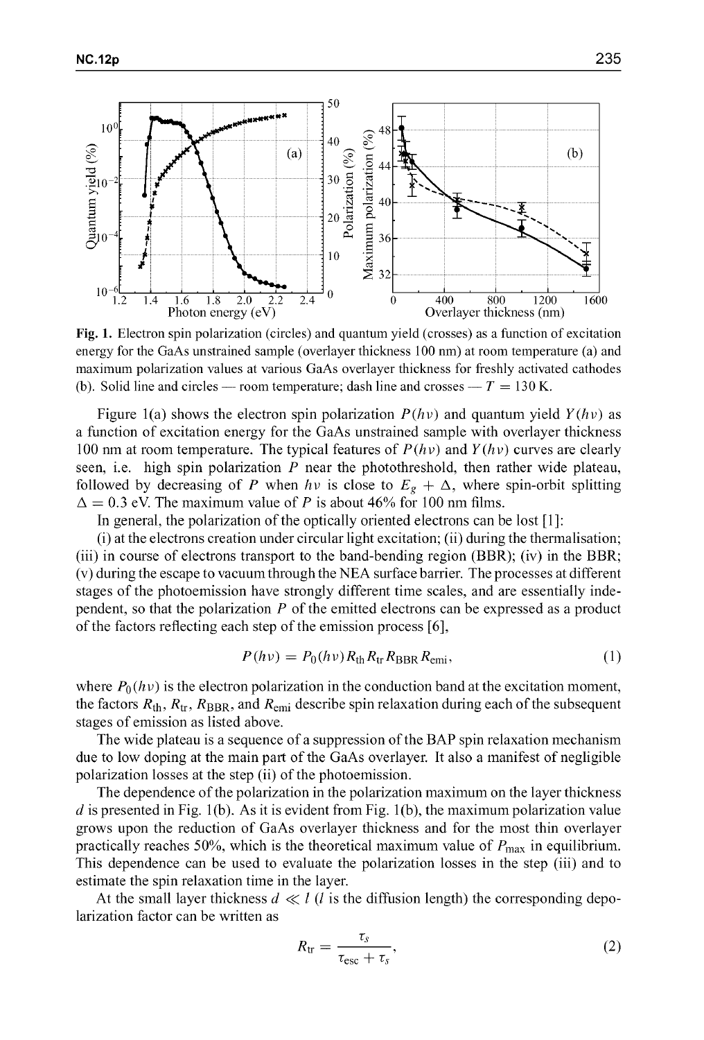**Fig. 1.** Electron spin polarization (circles) and quantum yield (crosses) as a function of excitation energy for the GaAs unstrained sample (overlayer thickness 100 nm) at room temperature (a) and maximum polarization values at various GaAs overlayer thickness for freshly activated cathodes (b). Solid line and circles — room temperature; dash line and crosses — $T = 130$ K.

Figure 1(a) shows the electron spin polarization $P(h\nu)$ and quantum yield $Y(h\nu)$ as a function of excitation energy for the GaAs unstrained sample with overlayer thickness 100 nm at room temperature. The typical features of $P(h\nu)$ and $Y(h\nu)$ curves are clearly seen, i.e. high spin polarization $P$ near the photothreshold, then rather wide plateau, followed by decreasing of $P$ when $h\nu$ is close to $E_g + \Delta$, where spin-orbit splitting $\Delta = 0.3$ eV. The maximum value of $P$ is about 46% for 100 nm films.

In general, the polarization of the optically oriented electrons can be lost [1]:

(i) at the electrons creation under circular light excitation; (ii) during the thermalisation; (iii) in course of electrons transport to the band-bending region (BBR); (iv) in the BBR; (v) during the escape to vacuum through the NEA surface barrier. The processes at different stages of the photoemission have strongly different time scales, and are essentially independent, so that the polarization $P$ of the emitted electrons can be expressed as a product of the factors reflecting each step of the emission process [6],

$$P(h\nu) = P_0(h\nu) R_{\text{th}} R_{\text{tr}} R_{\text{BBR}} R_{\text{emi}}, \tag{1}$$

where $P_0(h\nu)$ is the electron polarization in the conduction band at the excitation moment, the factors $R_{\text{th}}$, $R_{\text{tr}}$, $R_{\text{BBR}}$, and $R_{\text{emi}}$ describe spin relaxation during each of the subsequent stages of emission as listed above.

The wide plateau is a sequence of a suppression of the BAP spin relaxation mechanism due to low doping at the main part of the GaAs overlayer. It also a manifest of negligible polarization losses at the step (ii) of the photoemission.

The dependence of the polarization in the polarization maximum on the layer thickness $d$ is presented in Fig. 1(b). As it is evident from Fig. 1(b), the maximum polarization value grows upon the reduction of GaAs overlayer thickness and for the most thin overlayer practically reaches 50%, which is the theoretical maximum value of $P_{\max}$ in equilibrium. This dependence can be used to evaluate the polarization losses in the step (iii) and to estimate the spin relaxation time in the layer.

At the small layer thickness $d \ll l$ ($l$ is the diffusion length) the corresponding depolarization factor can be written as

$$R_{\text{tr}} = \frac{\tau_s}{\tau_{\text{esc}} + \tau_s}, \tag{2}$$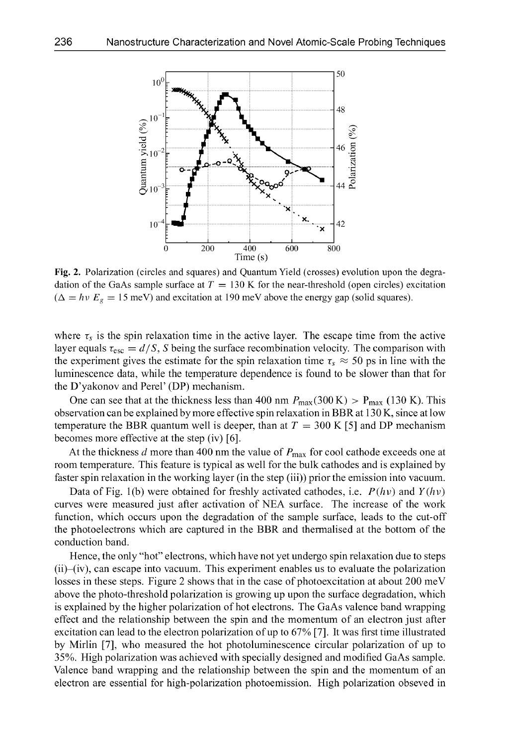Fig. 2. Polarization (circles and squares) and Quantum Yield (crosses) evolution upon the degradation of the GaAs sample surface at $T = 130$ K for the near-threshold (open circles) excitation ($\Delta = h\nu\ E_g = 15$ meV) and excitation at 190 meV above the energy gap (solid squares).

where $\tau_s$ is the spin relaxation time in the active layer. The escape time from the active layer equals $\tau_{\text{esc}} = d/S$, $S$ being the surface recombination velocity. The comparison with the experiment gives the estimate for the spin relaxation time $\tau_s \approx 50$ ps in line with the luminescence data, while the temperature dependence is found to be slower than that for the D'yakonov and Perel' (DP) mechanism.

One can see that at the thickness less than 400 nm $P_{\max}(300\text{ K}) > \text{P}_{\max}$ (130 K). This observation can be explained by more effective spin relaxation in BBR at 130 K, since at low temperature the BBR quantum well is deeper, than at $T = 300$ K [5] and DP mechanism becomes more effective at the step (iv) [6].

At the thickness $d$ more than 400 nm the value of $P_{\max}$ for cool cathode exceeds one at room temperature. This feature is typical as well for the bulk cathodes and is explained by faster spin relaxation in the working layer (in the step (iii)) prior the emission into vacuum.

Data of Fig. 1(b) were obtained for freshly activated cathodes, i.e. $P(h\nu)$ and $Y(h\nu)$ curves were measured just after activation of NEA surface. The increase of the work function, which occurs upon the degradation of the sample surface, leads to the cut-off the photoelectrons which are captured in the BBR and thermalised at the bottom of the conduction band.

Hence, the only "hot" electrons, which have not yet undergo spin relaxation due to steps (ii)–(iv), can escape into vacuum. This experiment enables us to evaluate the polarization losses in these steps. Figure 2 shows that in the case of photoexcitation at about 200 meV above the photo-threshold polarization is growing up upon the surface degradation, which is explained by the higher polarization of hot electrons. The GaAs valence band wrapping effect and the relationship between the spin and the momentum of an electron just after excitation can lead to the electron polarization of up to 67% [7]. It was first time illustrated by Mirlin [7], who measured the hot photoluminescence circular polarization of up to 35%. High polarization was achieved with specially designed and modified GaAs sample. Valence band wrapping and the relationship between the spin and the momentum of an electron are essential for high-polarization photoemission. High polarization obseved in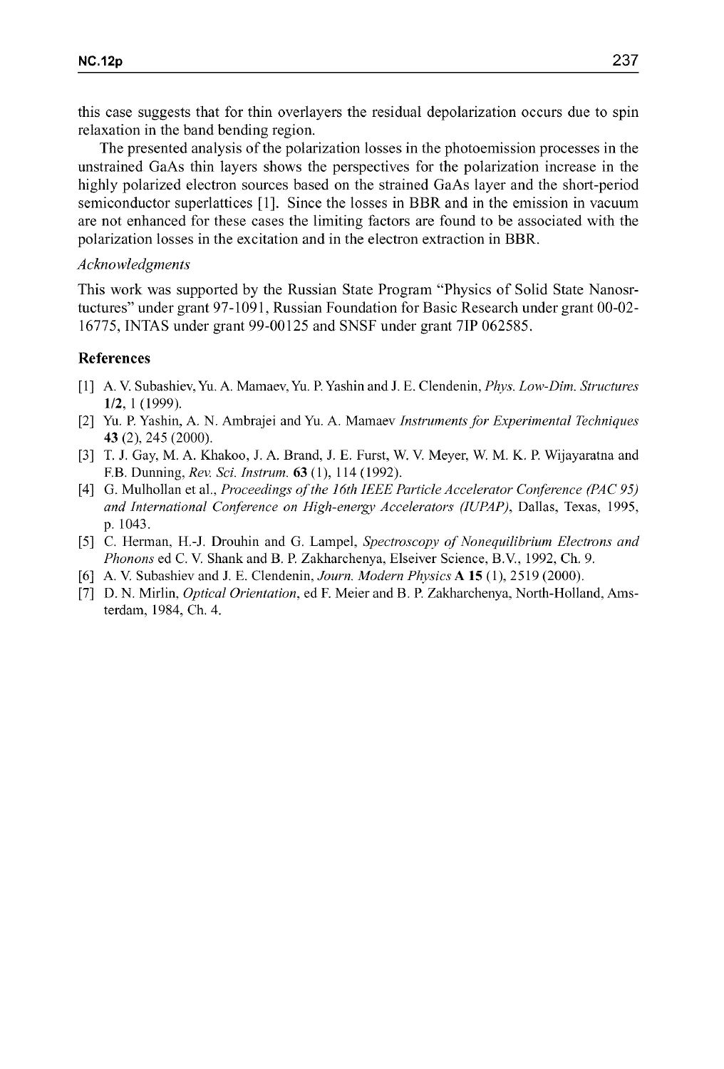this case suggests that for thin overlayers the residual depolarization occurs due to spin relaxation in the band bending region.

The presented analysis of the polarization losses in the photoemission processes in the unstrained GaAs thin layers shows the perspectives for the polarization increase in the highly polarized electron sources based on the strained GaAs layer and the short-period semiconductor superlattices [1]. Since the losses in BBR and in the emission in vacuum are not enhanced for these cases the limiting factors are found to be associated with the polarization losses in the excitation and in the electron extraction in BBR.

*Acknowledgments*

This work was supported by the Russian State Program "Physics of Solid State Nanosrtuctures" under grant 97-1091, Russian Foundation for Basic Research under grant 00-02-16775, INTAS under grant 99-00125 and SNSF under grant 7IP 062585.

## References

[1] A. V. Subashiev, Yu. A. Mamaev, Yu. P. Yashin and J. E. Clendenin, *Phys. Low-Dim. Structures* **1/2**, 1 (1999).

[2] Yu. P. Yashin, A. N. Ambrajei and Yu. A. Mamaev *Instruments for Experimental Techniques* **43** (2), 245 (2000).

[3] T. J. Gay, M. A. Khakoo, J. A. Brand, J. E. Furst, W. V. Meyer, W. M. K. P. Wijayaratna and F.B. Dunning, *Rev. Sci. Instrum.* **63** (1), 114 (1992).

[4] G. Mulhollan et al., *Proceedings of the 16th IEEE Particle Accelerator Conference (PAC 95) and International Conference on High-energy Accelerators (IUPAP)*, Dallas, Texas, 1995, p. 1043.

[5] C. Herman, H.-J. Drouhin and G. Lampel, *Spectroscopy of Nonequilibrium Electrons and Phonons* ed C. V. Shank and B. P. Zakharchenya, Elseiver Science, B.V., 1992, Ch. 9.

[6] A. V. Subashiev and J. E. Clendenin, *Journ. Modern Physics* **A 15** (1), 2519 (2000).

[7] D. N. Mirlin, *Optical Orientation*, ed F. Meier and B. P. Zakharchenya, North-Holland, Amsterdam, 1984, Ch. 4.